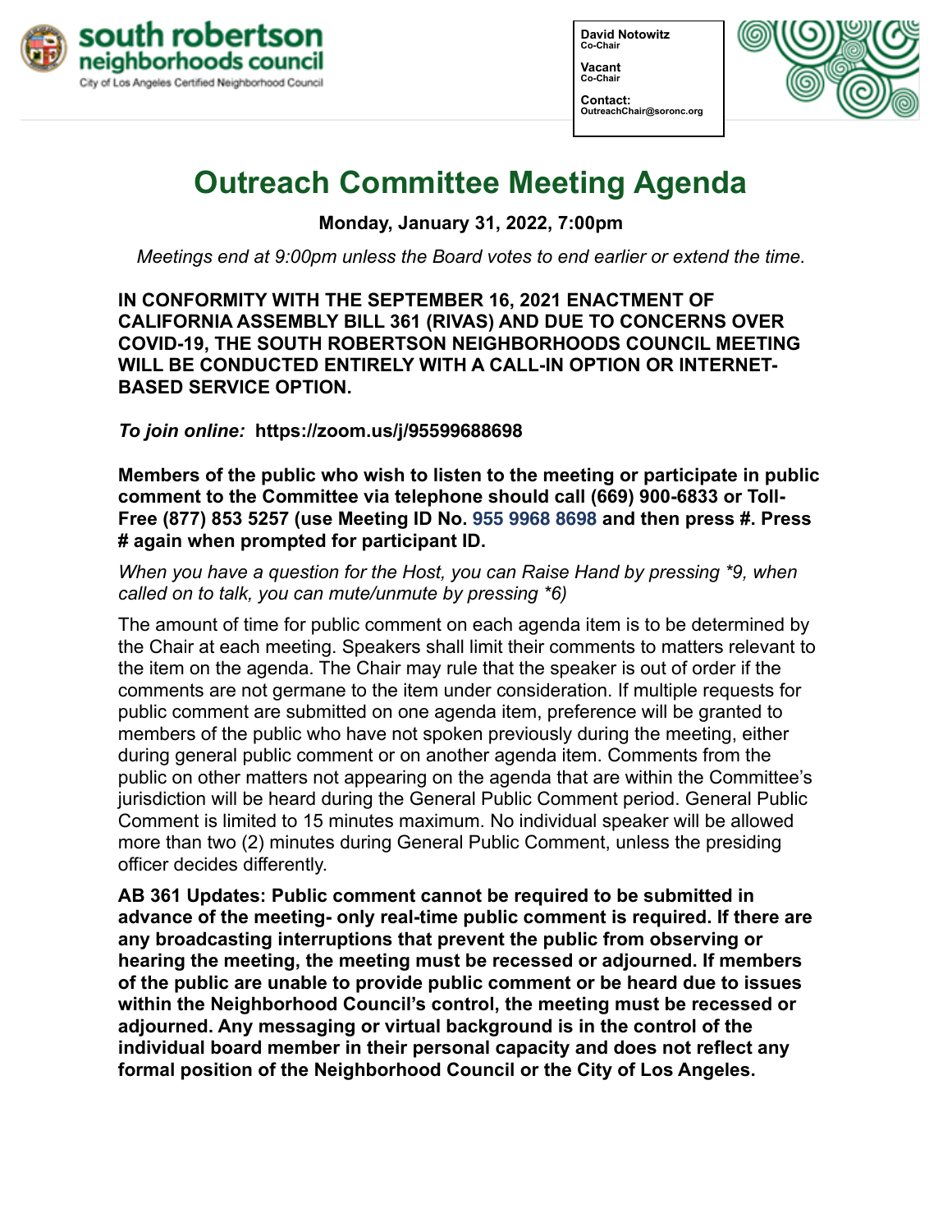south robertson neighborhoods council
City of Los Angeles Certified Neighborhood Council

**David Notowitz**
Co-Chair

**Vacant**
Co-Chair

**Contact:**
OutreachChair@soronc.org

# Outreach Committee Meeting Agenda

**Monday, January 31, 2022, 7:00pm**

*Meetings end at 9:00pm unless the Board votes to end earlier or extend the time.*

**IN CONFORMITY WITH THE SEPTEMBER 16, 2021 ENACTMENT OF CALIFORNIA ASSEMBLY BILL 361 (RIVAS) AND DUE TO CONCERNS OVER COVID-19, THE SOUTH ROBERTSON NEIGHBORHOODS COUNCIL MEETING WILL BE CONDUCTED ENTIRELY WITH A CALL-IN OPTION OR INTERNET-BASED SERVICE OPTION.**

***To join online:*** **https://zoom.us/j/95599688698**

**Members of the public who wish to listen to the meeting or participate in public comment to the Committee via telephone should call (669) 900-6833 or Toll-Free (877) 853 5257 (use Meeting ID No. 955 9968 8698 and then press #. Press # again when prompted for participant ID.**

*When you have a question for the Host, you can Raise Hand by pressing *9, when called on to talk, you can mute/unmute by pressing *6)*

The amount of time for public comment on each agenda item is to be determined by the Chair at each meeting. Speakers shall limit their comments to matters relevant to the item on the agenda. The Chair may rule that the speaker is out of order if the comments are not germane to the item under consideration. If multiple requests for public comment are submitted on one agenda item, preference will be granted to members of the public who have not spoken previously during the meeting, either during general public comment or on another agenda item. Comments from the public on other matters not appearing on the agenda that are within the Committee's jurisdiction will be heard during the General Public Comment period. General Public Comment is limited to 15 minutes maximum. No individual speaker will be allowed more than two (2) minutes during General Public Comment, unless the presiding officer decides differently.

**AB 361 Updates: Public comment cannot be required to be submitted in advance of the meeting- only real-time public comment is required. If there are any broadcasting interruptions that prevent the public from observing or hearing the meeting, the meeting must be recessed or adjourned. If members of the public are unable to provide public comment or be heard due to issues within the Neighborhood Council's control, the meeting must be recessed or adjourned. Any messaging or virtual background is in the control of the individual board member in their personal capacity and does not reflect any formal position of the Neighborhood Council or the City of Los Angeles.**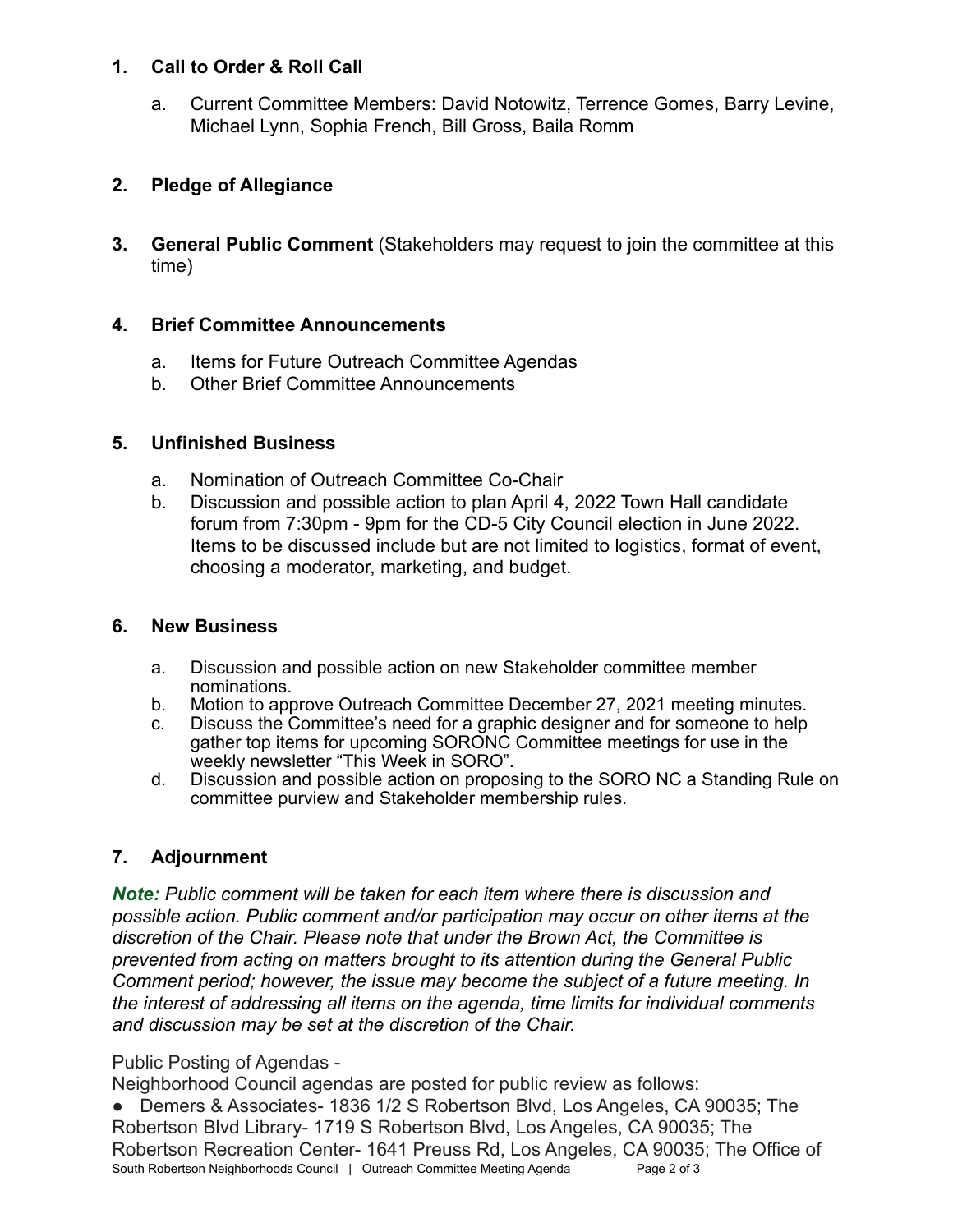1. **Call to Order & Roll Call**
   a. Current Committee Members: David Notowitz, Terrence Gomes, Barry Levine, Michael Lynn, Sophia French, Bill Gross, Baila Romm

2. **Pledge of Allegiance**

3. **General Public Comment** (Stakeholders may request to join the committee at this time)

4. **Brief Committee Announcements**
   a. Items for Future Outreach Committee Agendas
   b. Other Brief Committee Announcements

5. **Unfinished Business**
   a. Nomination of Outreach Committee Co-Chair
   b. Discussion and possible action to plan April 4, 2022 Town Hall candidate forum from 7:30pm - 9pm for the CD-5 City Council election in June 2022. Items to be discussed include but are not limited to logistics, format of event, choosing a moderator, marketing, and budget.

6. **New Business**
   a. Discussion and possible action on new Stakeholder committee member nominations.
   b. Motion to approve Outreach Committee December 27, 2021 meeting minutes.
   c. Discuss the Committee's need for a graphic designer and for someone to help gather top items for upcoming SORONC Committee meetings for use in the weekly newsletter "This Week in SORO".
   d. Discussion and possible action on proposing to the SORO NC a Standing Rule on committee purview and Stakeholder membership rules.

7. **Adjournment**

***Note:*** *Public comment will be taken for each item where there is discussion and possible action. Public comment and/or participation may occur on other items at the discretion of the Chair. Please note that under the Brown Act, the Committee is prevented from acting on matters brought to its attention during the General Public Comment period; however, the issue may become the subject of a future meeting. In the interest of addressing all items on the agenda, time limits for individual comments and discussion may be set at the discretion of the Chair.*

Public Posting of Agendas -
Neighborhood Council agendas are posted for public review as follows:

- Demers & Associates- 1836 1/2 S Robertson Blvd, Los Angeles, CA 90035; The Robertson Blvd Library- 1719 S Robertson Blvd, Los Angeles, CA 90035; The Robertson Recreation Center- 1641 Preuss Rd, Los Angeles, CA 90035; The Office of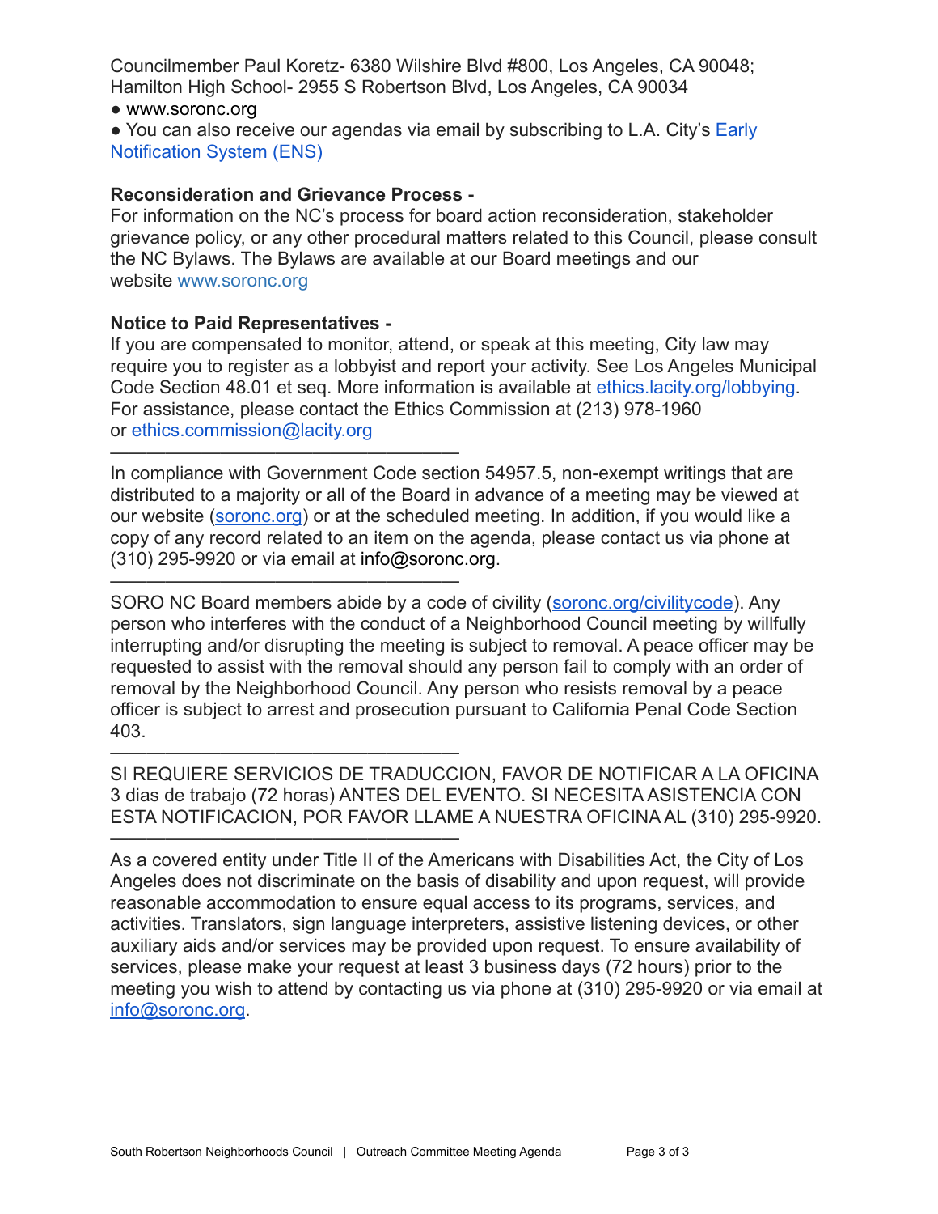Councilmember Paul Koretz- 6380 Wilshire Blvd #800, Los Angeles, CA 90048;
Hamilton High School- 2955 S Robertson Blvd, Los Angeles, CA 90034

- www.soronc.org
- You can also receive our agendas via email by subscribing to L.A. City's Early Notification System (ENS)

**Reconsideration and Grievance Process -**
For information on the NC's process for board action reconsideration, stakeholder grievance policy, or any other procedural matters related to this Council, please consult the NC Bylaws. The Bylaws are available at our Board meetings and our website www.soronc.org

**Notice to Paid Representatives -**
If you are compensated to monitor, attend, or speak at this meeting, City law may require you to register as a lobbyist and report your activity. See Los Angeles Municipal Code Section 48.01 et seq. More information is available at ethics.lacity.org/lobbying. For assistance, please contact the Ethics Commission at (213) 978-1960 or ethics.commission@lacity.org

---

In compliance with Government Code section 54957.5, non-exempt writings that are distributed to a majority or all of the Board in advance of a meeting may be viewed at our website (soronc.org) or at the scheduled meeting. In addition, if you would like a copy of any record related to an item on the agenda, please contact us via phone at (310) 295-9920 or via email at info@soronc.org.

---

SORO NC Board members abide by a code of civility (soronc.org/civilitycode). Any person who interferes with the conduct of a Neighborhood Council meeting by willfully interrupting and/or disrupting the meeting is subject to removal. A peace officer may be requested to assist with the removal should any person fail to comply with an order of removal by the Neighborhood Council. Any person who resists removal by a peace officer is subject to arrest and prosecution pursuant to California Penal Code Section 403.

---

SI REQUIERE SERVICIOS DE TRADUCCION, FAVOR DE NOTIFICAR A LA OFICINA 3 dias de trabajo (72 horas) ANTES DEL EVENTO. SI NECESITA ASISTENCIA CON ESTA NOTIFICACION, POR FAVOR LLAME A NUESTRA OFICINA AL (310) 295-9920.

---

As a covered entity under Title II of the Americans with Disabilities Act, the City of Los Angeles does not discriminate on the basis of disability and upon request, will provide reasonable accommodation to ensure equal access to its programs, services, and activities. Translators, sign language interpreters, assistive listening devices, or other auxiliary aids and/or services may be provided upon request. To ensure availability of services, please make your request at least 3 business days (72 hours) prior to the meeting you wish to attend by contacting us via phone at (310) 295-9920 or via email at info@soronc.org.